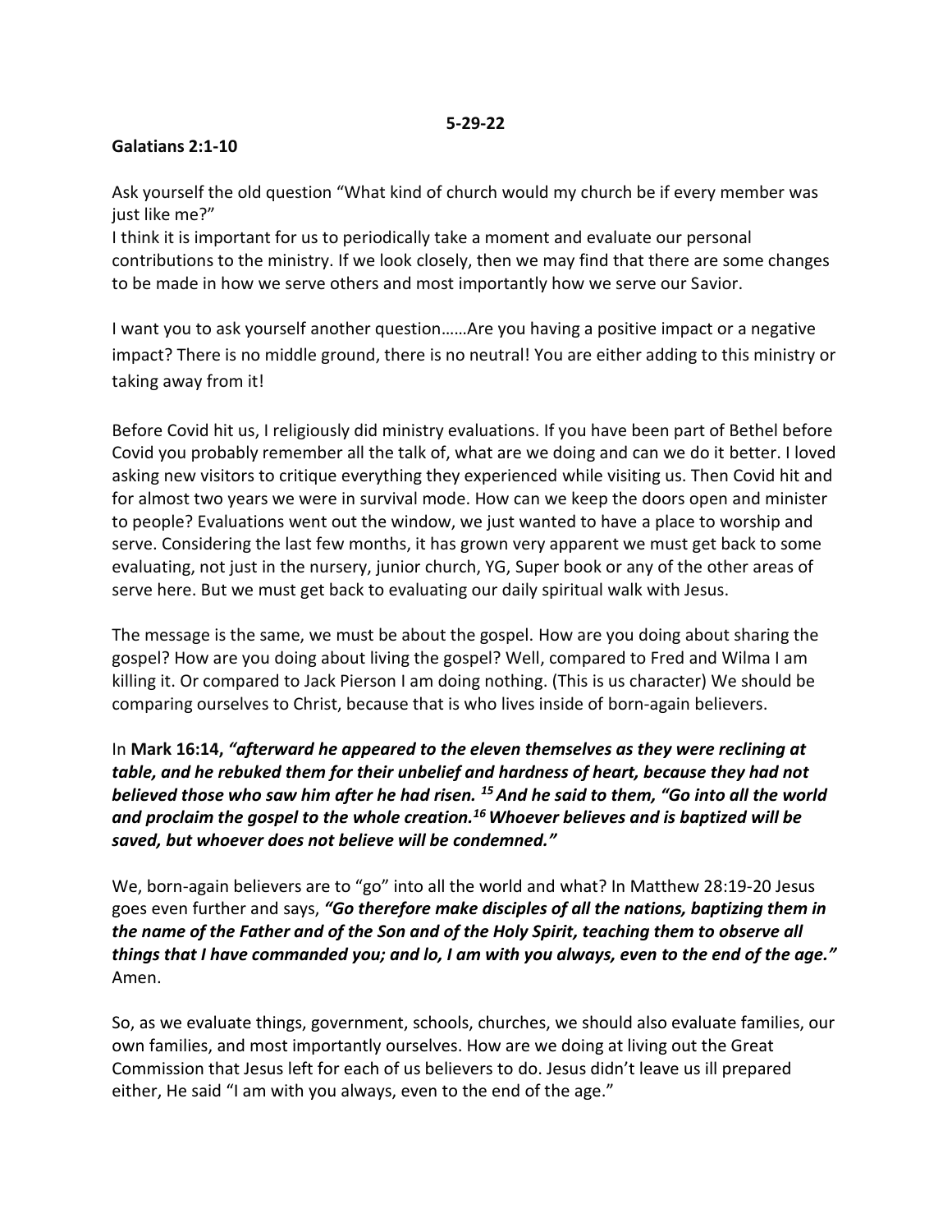**5-29-22**

**Galatians 2:1-10**

Ask yourself the old question "What kind of church would my church be if every member was just like me?"
I think it is important for us to periodically take a moment and evaluate our personal contributions to the ministry. If we look closely, then we may find that there are some changes to be made in how we serve others and most importantly how we serve our Savior.

I want you to ask yourself another question……Are you having a positive impact or a negative impact? There is no middle ground, there is no neutral! You are either adding to this ministry or taking away from it!

Before Covid hit us, I religiously did ministry evaluations. If you have been part of Bethel before Covid you probably remember all the talk of, what are we doing and can we do it better. I loved asking new visitors to critique everything they experienced while visiting us. Then Covid hit and for almost two years we were in survival mode. How can we keep the doors open and minister to people? Evaluations went out the window, we just wanted to have a place to worship and serve. Considering the last few months, it has grown very apparent we must get back to some evaluating, not just in the nursery, junior church, YG, Super book or any of the other areas of serve here. But we must get back to evaluating our daily spiritual walk with Jesus.

The message is the same, we must be about the gospel. How are you doing about sharing the gospel? How are you doing about living the gospel? Well, compared to Fred and Wilma I am killing it. Or compared to Jack Pierson I am doing nothing. (This is us character) We should be comparing ourselves to Christ, because that is who lives inside of born-again believers.

**In Mark 16:14, *"afterward he appeared to the eleven themselves as they were reclining at table, and he rebuked them for their unbelief and hardness of heart, because they had not believed those who saw him after he had risen. [15] And he said to them, "Go into all the world and proclaim the gospel to the whole creation.[16] Whoever believes and is baptized will be saved, but whoever does not believe will be condemned."***

We, born-again believers are to "go" into all the world and what? In Matthew 28:19-20 Jesus goes even further and says, ***"Go therefore make disciples of all the nations, baptizing them in the name of the Father and of the Son and of the Holy Spirit, teaching them to observe all things that I have commanded you; and lo, I am with you always, even to the end of the age."*** Amen.

So, as we evaluate things, government, schools, churches, we should also evaluate families, our own families, and most importantly ourselves. How are we doing at living out the Great Commission that Jesus left for each of us believers to do. Jesus didn't leave us ill prepared either, He said "I am with you always, even to the end of the age."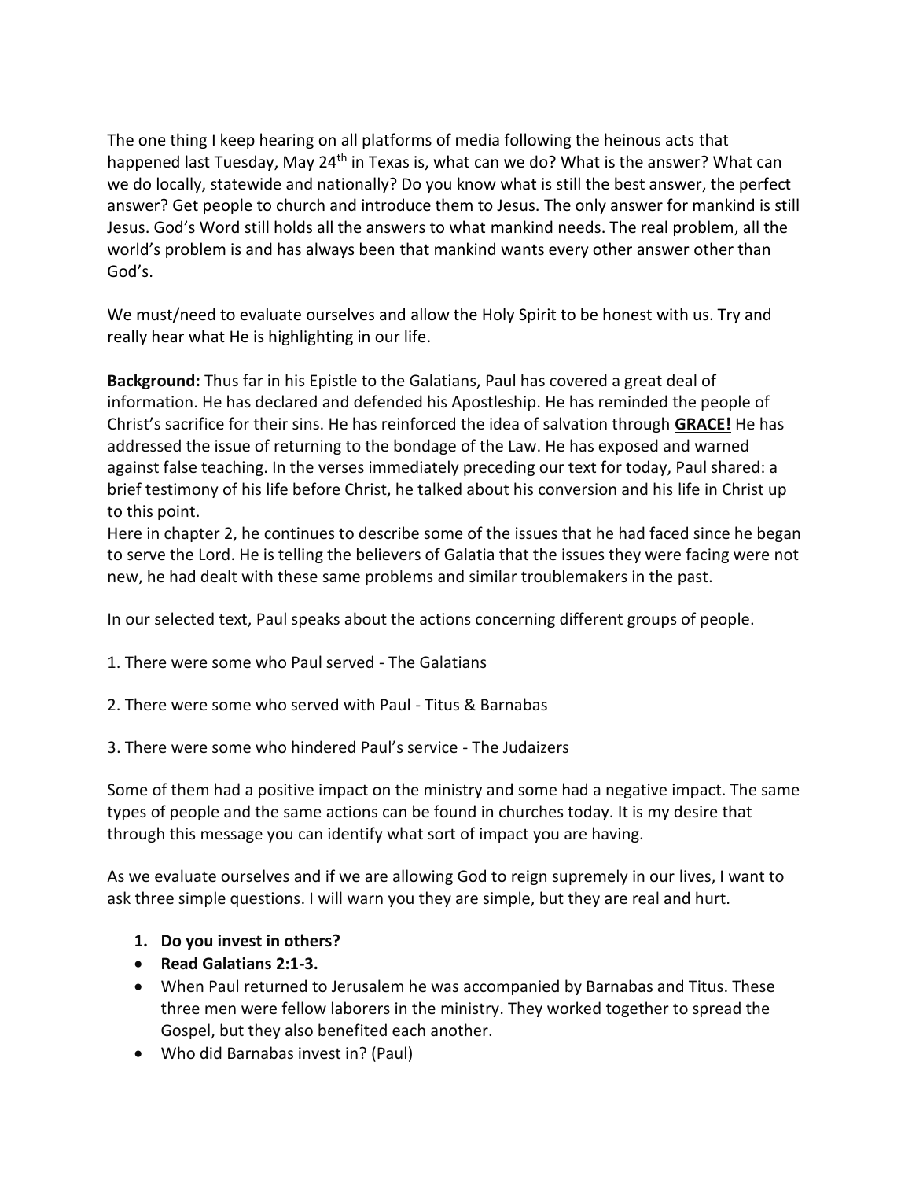The one thing I keep hearing on all platforms of media following the heinous acts that happened last Tuesday, May 24th in Texas is, what can we do? What is the answer? What can we do locally, statewide and nationally? Do you know what is still the best answer, the perfect answer? Get people to church and introduce them to Jesus. The only answer for mankind is still Jesus. God's Word still holds all the answers to what mankind needs. The real problem, all the world's problem is and has always been that mankind wants every other answer other than God's.

We must/need to evaluate ourselves and allow the Holy Spirit to be honest with us. Try and really hear what He is highlighting in our life.

**Background:** Thus far in his Epistle to the Galatians, Paul has covered a great deal of information. He has declared and defended his Apostleship. He has reminded the people of Christ's sacrifice for their sins. He has reinforced the idea of salvation through **<u>GRACE!</u>** He has addressed the issue of returning to the bondage of the Law. He has exposed and warned against false teaching. In the verses immediately preceding our text for today, Paul shared: a brief testimony of his life before Christ, he talked about his conversion and his life in Christ up to this point.
Here in chapter 2, he continues to describe some of the issues that he had faced since he began to serve the Lord. He is telling the believers of Galatia that the issues they were facing were not new, he had dealt with these same problems and similar troublemakers in the past.

In our selected text, Paul speaks about the actions concerning different groups of people.

1. There were some who Paul served - The Galatians

2. There were some who served with Paul - Titus & Barnabas

3. There were some who hindered Paul's service - The Judaizers

Some of them had a positive impact on the ministry and some had a negative impact. The same types of people and the same actions can be found in churches today. It is my desire that through this message you can identify what sort of impact you are having.

As we evaluate ourselves and if we are allowing God to reign supremely in our lives, I want to ask three simple questions. I will warn you they are simple, but they are real and hurt.

1. **Do you invest in others?**

- **Read Galatians 2:1-3.**
- When Paul returned to Jerusalem he was accompanied by Barnabas and Titus. These three men were fellow laborers in the ministry. They worked together to spread the Gospel, but they also benefited each another.
- Who did Barnabas invest in? (Paul)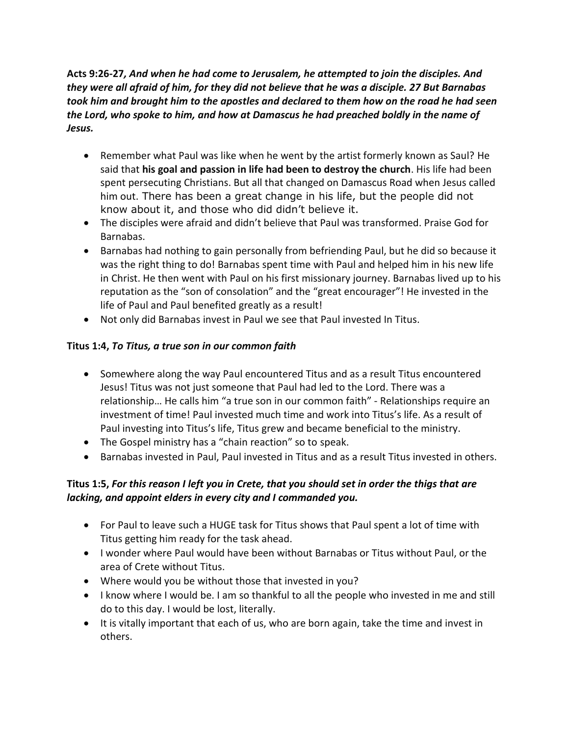**Acts 9:26-27*, And when he had come to Jerusalem, he attempted to join the disciples. And they were all afraid of him, for they did not believe that he was a disciple. 27 But Barnabas took him and brought him to the apostles and declared to them how on the road he had seen the Lord, who spoke to him, and how at Damascus he had preached boldly in the name of Jesus.***

- Remember what Paul was like when he went by the artist formerly known as Saul? He said that **his goal and passion in life had been to destroy the church**. His life had been spent persecuting Christians. But all that changed on Damascus Road when Jesus called him out. There has been a great change in his life, but the people did not know about it, and those who did didn't believe it.
- The disciples were afraid and didn't believe that Paul was transformed. Praise God for Barnabas.
- Barnabas had nothing to gain personally from befriending Paul, but he did so because it was the right thing to do! Barnabas spent time with Paul and helped him in his new life in Christ. He then went with Paul on his first missionary journey. Barnabas lived up to his reputation as the "son of consolation" and the "great encourager"! He invested in the life of Paul and Paul benefited greatly as a result!
- Not only did Barnabas invest in Paul we see that Paul invested In Titus.

**Titus 1:4,** ***To Titus, a true son in our common faith***

- Somewhere along the way Paul encountered Titus and as a result Titus encountered Jesus! Titus was not just someone that Paul had led to the Lord. There was a relationship… He calls him "a true son in our common faith" - Relationships require an investment of time! Paul invested much time and work into Titus's life. As a result of Paul investing into Titus's life, Titus grew and became beneficial to the ministry.
- The Gospel ministry has a "chain reaction" so to speak.
- Barnabas invested in Paul, Paul invested in Titus and as a result Titus invested in others.

**Titus 1:5,** ***For this reason I left you in Crete, that you should set in order the thigs that are lacking, and appoint elders in every city and I commanded you.***

- For Paul to leave such a HUGE task for Titus shows that Paul spent a lot of time with Titus getting him ready for the task ahead.
- I wonder where Paul would have been without Barnabas or Titus without Paul, or the area of Crete without Titus.
- Where would you be without those that invested in you?
- I know where I would be. I am so thankful to all the people who invested in me and still do to this day. I would be lost, literally.
- It is vitally important that each of us, who are born again, take the time and invest in others.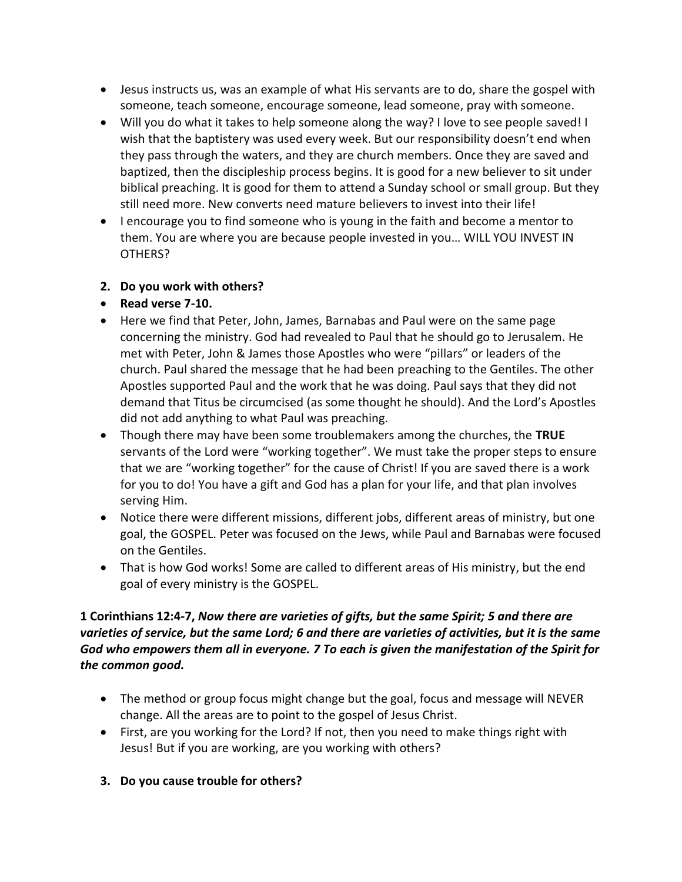- Jesus instructs us, was an example of what His servants are to do, share the gospel with someone, teach someone, encourage someone, lead someone, pray with someone.
- Will you do what it takes to help someone along the way? I love to see people saved! I wish that the baptistery was used every week. But our responsibility doesn't end when they pass through the waters, and they are church members. Once they are saved and baptized, then the discipleship process begins. It is good for a new believer to sit under biblical preaching. It is good for them to attend a Sunday school or small group. But they still need more. New converts need mature believers to invest into their life!
- I encourage you to find someone who is young in the faith and become a mentor to them. You are where you are because people invested in you… WILL YOU INVEST IN OTHERS?

2. **Do you work with others?**

- **Read verse 7-10.**
- Here we find that Peter, John, James, Barnabas and Paul were on the same page concerning the ministry. God had revealed to Paul that he should go to Jerusalem. He met with Peter, John & James those Apostles who were "pillars" or leaders of the church. Paul shared the message that he had been preaching to the Gentiles. The other Apostles supported Paul and the work that he was doing. Paul says that they did not demand that Titus be circumcised (as some thought he should). And the Lord's Apostles did not add anything to what Paul was preaching.
- Though there may have been some troublemakers among the churches, the **TRUE** servants of the Lord were "working together". We must take the proper steps to ensure that we are "working together" for the cause of Christ! If you are saved there is a work for you to do! You have a gift and God has a plan for your life, and that plan involves serving Him.
- Notice there were different missions, different jobs, different areas of ministry, but one goal, the GOSPEL. Peter was focused on the Jews, while Paul and Barnabas were focused on the Gentiles.
- That is how God works! Some are called to different areas of His ministry, but the end goal of every ministry is the GOSPEL.

**1 Corinthians 12:4-7,** ***Now there are varieties of gifts, but the same Spirit; 5 and there are varieties of service, but the same Lord; 6 and there are varieties of activities, but it is the same God who empowers them all in everyone. 7 To each is given the manifestation of the Spirit for the common good.***

- The method or group focus might change but the goal, focus and message will NEVER change. All the areas are to point to the gospel of Jesus Christ.
- First, are you working for the Lord? If not, then you need to make things right with Jesus! But if you are working, are you working with others?

3. **Do you cause trouble for others?**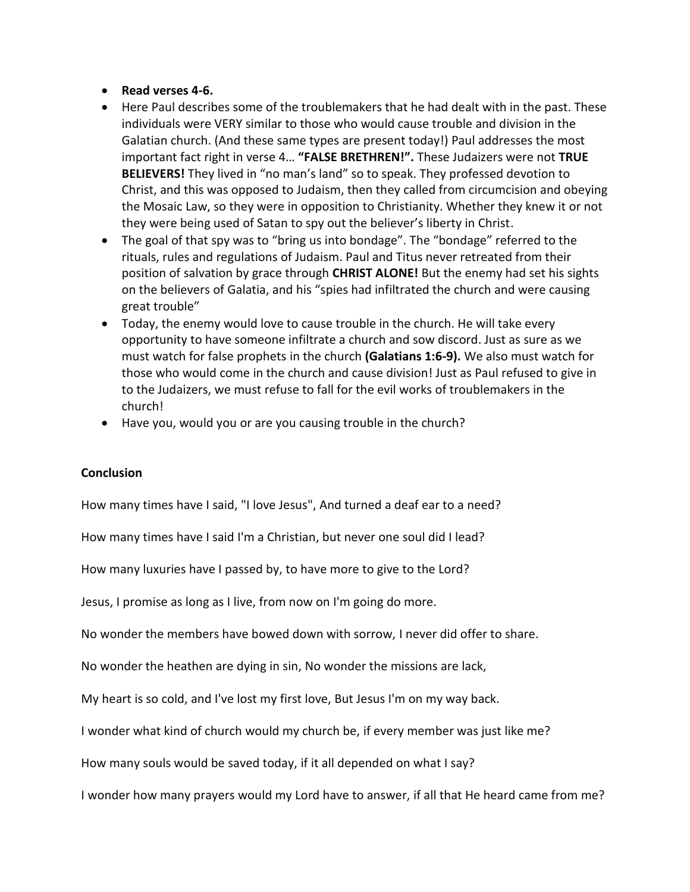- **Read verses 4-6.**
- Here Paul describes some of the troublemakers that he had dealt with in the past. These individuals were VERY similar to those who would cause trouble and division in the Galatian church. (And these same types are present today!) Paul addresses the most important fact right in verse 4… **"FALSE BRETHREN!".** These Judaizers were not **TRUE BELIEVERS!** They lived in "no man's land" so to speak. They professed devotion to Christ, and this was opposed to Judaism, then they called from circumcision and obeying the Mosaic Law, so they were in opposition to Christianity. Whether they knew it or not they were being used of Satan to spy out the believer's liberty in Christ.
- The goal of that spy was to "bring us into bondage". The "bondage" referred to the rituals, rules and regulations of Judaism. Paul and Titus never retreated from their position of salvation by grace through **CHRIST ALONE!** But the enemy had set his sights on the believers of Galatia, and his "spies had infiltrated the church and were causing great trouble"
- Today, the enemy would love to cause trouble in the church. He will take every opportunity to have someone infiltrate a church and sow discord. Just as sure as we must watch for false prophets in the church **(Galatians 1:6-9).** We also must watch for those who would come in the church and cause division! Just as Paul refused to give in to the Judaizers, we must refuse to fall for the evil works of troublemakers in the church!
- Have you, would you or are you causing trouble in the church?

**Conclusion**

How many times have I said, "I love Jesus", And turned a deaf ear to a need?

How many times have I said I'm a Christian, but never one soul did I lead?

How many luxuries have I passed by, to have more to give to the Lord?

Jesus, I promise as long as I live, from now on I'm going do more.

No wonder the members have bowed down with sorrow, I never did offer to share.

No wonder the heathen are dying in sin, No wonder the missions are lack,

My heart is so cold, and I've lost my first love, But Jesus I'm on my way back.

I wonder what kind of church would my church be, if every member was just like me?

How many souls would be saved today, if it all depended on what I say?

I wonder how many prayers would my Lord have to answer, if all that He heard came from me?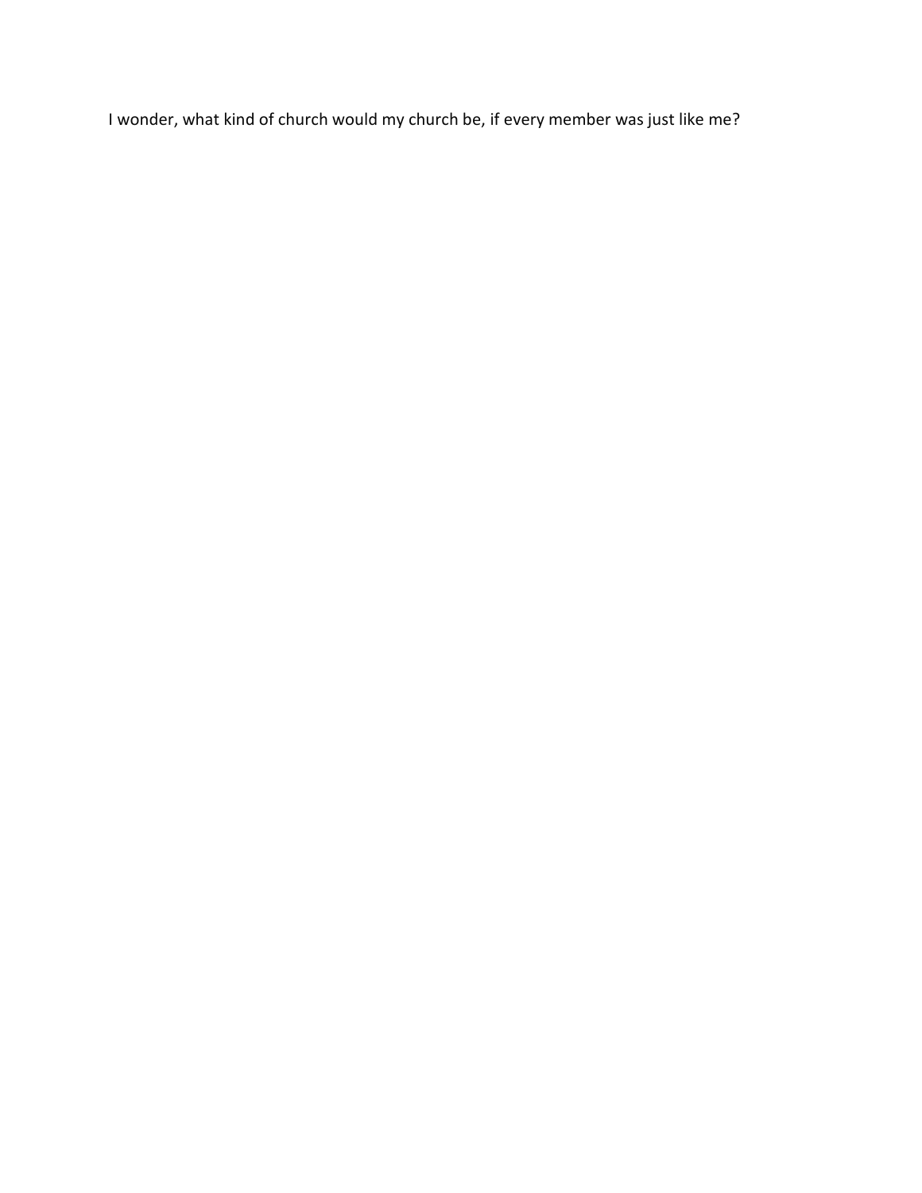I wonder, what kind of church would my church be, if every member was just like me?